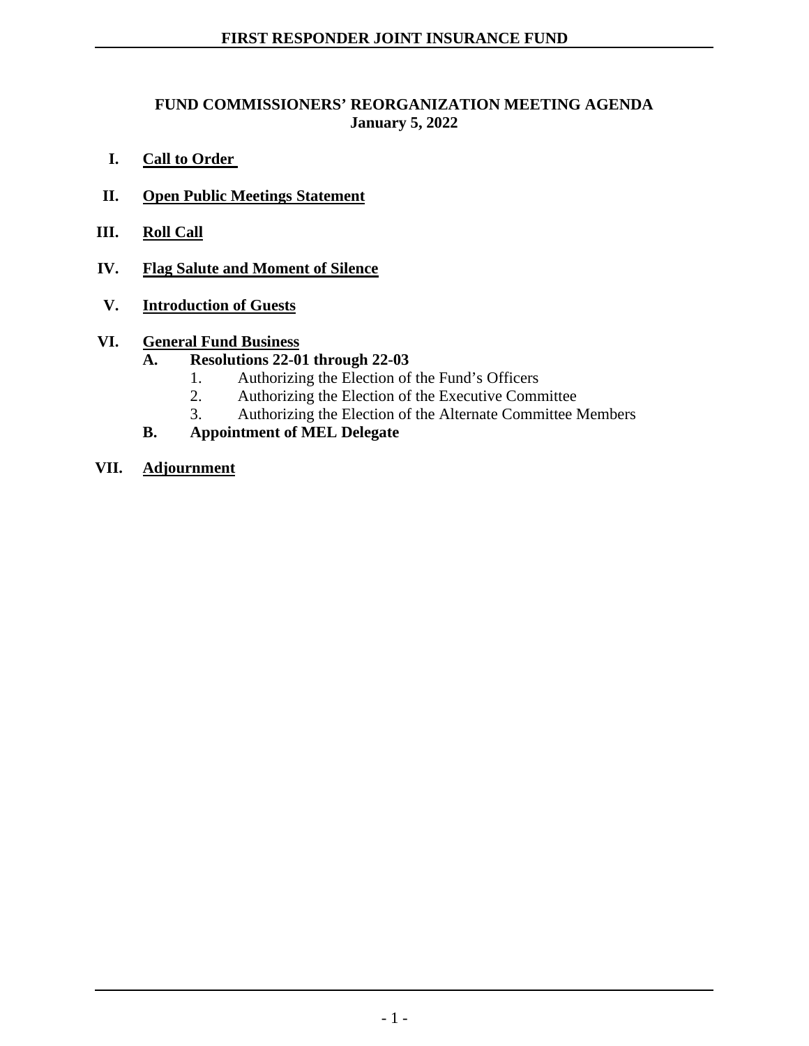# FIRST RESPONDER JOINT INSURANCE FUND

## FUND COMMISSIONERS' REORGANIZATION MEETING AGENDA
**January 5, 2022**

**I. Call to Order**

**II. Open Public Meetings Statement**

**III. Roll Call**

**IV. Flag Salute and Moment of Silence**

**V. Introduction of Guests**

**VI. General Fund Business**

- **A. Resolutions 22-01 through 22-03**
  1. Authorizing the Election of the Fund's Officers
  2. Authorizing the Election of the Executive Committee
  3. Authorizing the Election of the Alternate Committee Members
- **B. Appointment of MEL Delegate**

**VII. Adjournment**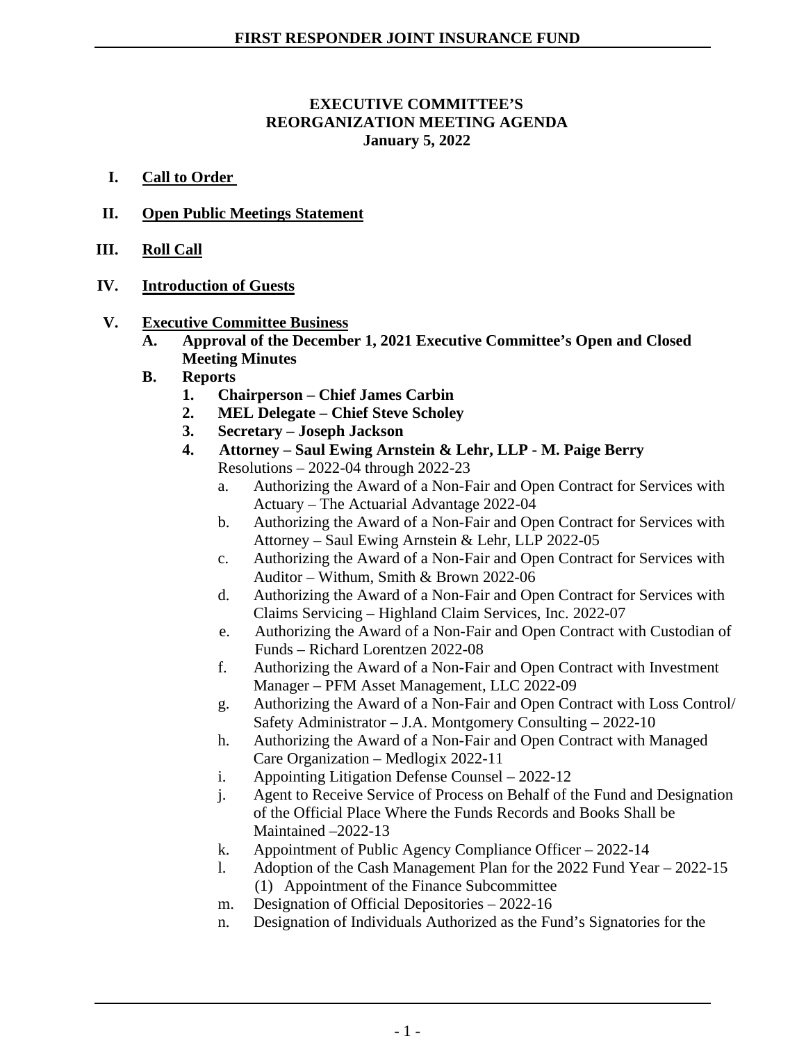## EXECUTIVE COMMITTEE'S REORGANIZATION MEETING AGENDA
## January 5, 2022

**I. Call to Order**

**II. Open Public Meetings Statement**

**III. Roll Call**

**IV. Introduction of Guests**

**V. Executive Committee Business**

- **A. Approval of the December 1, 2021 Executive Committee's Open and Closed Meeting Minutes**
- **B. Reports**
  1. **Chairperson – Chief James Carbin**
  2. **MEL Delegate – Chief Steve Scholey**
  3. **Secretary – Joseph Jackson**
  4. **Attorney – Saul Ewing Arnstein & Lehr, LLP - M. Paige Berry**

     Resolutions – 2022-04 through 2022-23

     a. Authorizing the Award of a Non-Fair and Open Contract for Services with Actuary – The Actuarial Advantage 2022-04

     b. Authorizing the Award of a Non-Fair and Open Contract for Services with Attorney – Saul Ewing Arnstein & Lehr, LLP 2022-05

     c. Authorizing the Award of a Non-Fair and Open Contract for Services with Auditor – Withum, Smith & Brown 2022-06

     d. Authorizing the Award of a Non-Fair and Open Contract for Services with Claims Servicing – Highland Claim Services, Inc. 2022-07

     e. Authorizing the Award of a Non-Fair and Open Contract with Custodian of Funds – Richard Lorentzen 2022-08

     f. Authorizing the Award of a Non-Fair and Open Contract with Investment Manager – PFM Asset Management, LLC 2022-09

     g. Authorizing the Award of a Non-Fair and Open Contract with Loss Control/ Safety Administrator – J.A. Montgomery Consulting – 2022-10

     h. Authorizing the Award of a Non-Fair and Open Contract with Managed Care Organization – Medlogix 2022-11

     i. Appointing Litigation Defense Counsel – 2022-12

     j. Agent to Receive Service of Process on Behalf of the Fund and Designation of the Official Place Where the Funds Records and Books Shall be Maintained –2022-13

     k. Appointment of Public Agency Compliance Officer – 2022-14

     l. Adoption of the Cash Management Plan for the 2022 Fund Year – 2022-15
        (1) Appointment of the Finance Subcommittee

     m. Designation of Official Depositories – 2022-16

     n. Designation of Individuals Authorized as the Fund's Signatories for the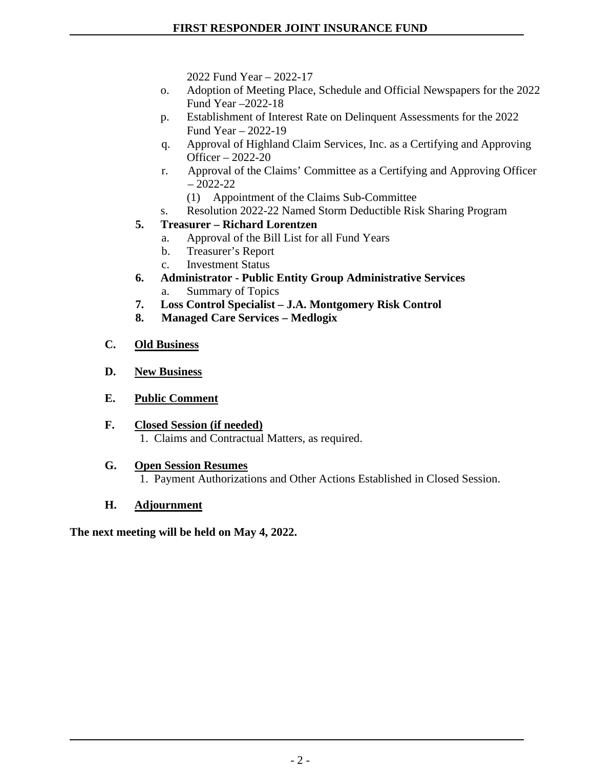2022 Fund Year – 2022-17

o. Adoption of Meeting Place, Schedule and Official Newspapers for the 2022 Fund Year –2022-18
p. Establishment of Interest Rate on Delinquent Assessments for the 2022 Fund Year – 2022-19
q. Approval of Highland Claim Services, Inc. as a Certifying and Approving Officer – 2022-20
r. Approval of the Claims' Committee as a Certifying and Approving Officer – 2022-22
   (1) Appointment of the Claims Sub-Committee
s. Resolution 2022-22 Named Storm Deductible Risk Sharing Program

**5. Treasurer – Richard Lorentzen**

a. Approval of the Bill List for all Fund Years
b. Treasurer's Report
c. Investment Status

**6. Administrator - Public Entity Group Administrative Services**

a. Summary of Topics

**7. Loss Control Specialist – J.A. Montgomery Risk Control**

**8. Managed Care Services – Medlogix**

**C. <u>Old Business</u>**

**D. <u>New Business</u>**

**E. <u>Public Comment</u>**

**F. <u>Closed Session (if needed)</u>**

1. Claims and Contractual Matters, as required.

**G. <u>Open Session Resumes</u>**

1. Payment Authorizations and Other Actions Established in Closed Session.

**H. <u>Adjournment</u>**

**The next meeting will be held on May 4, 2022.**